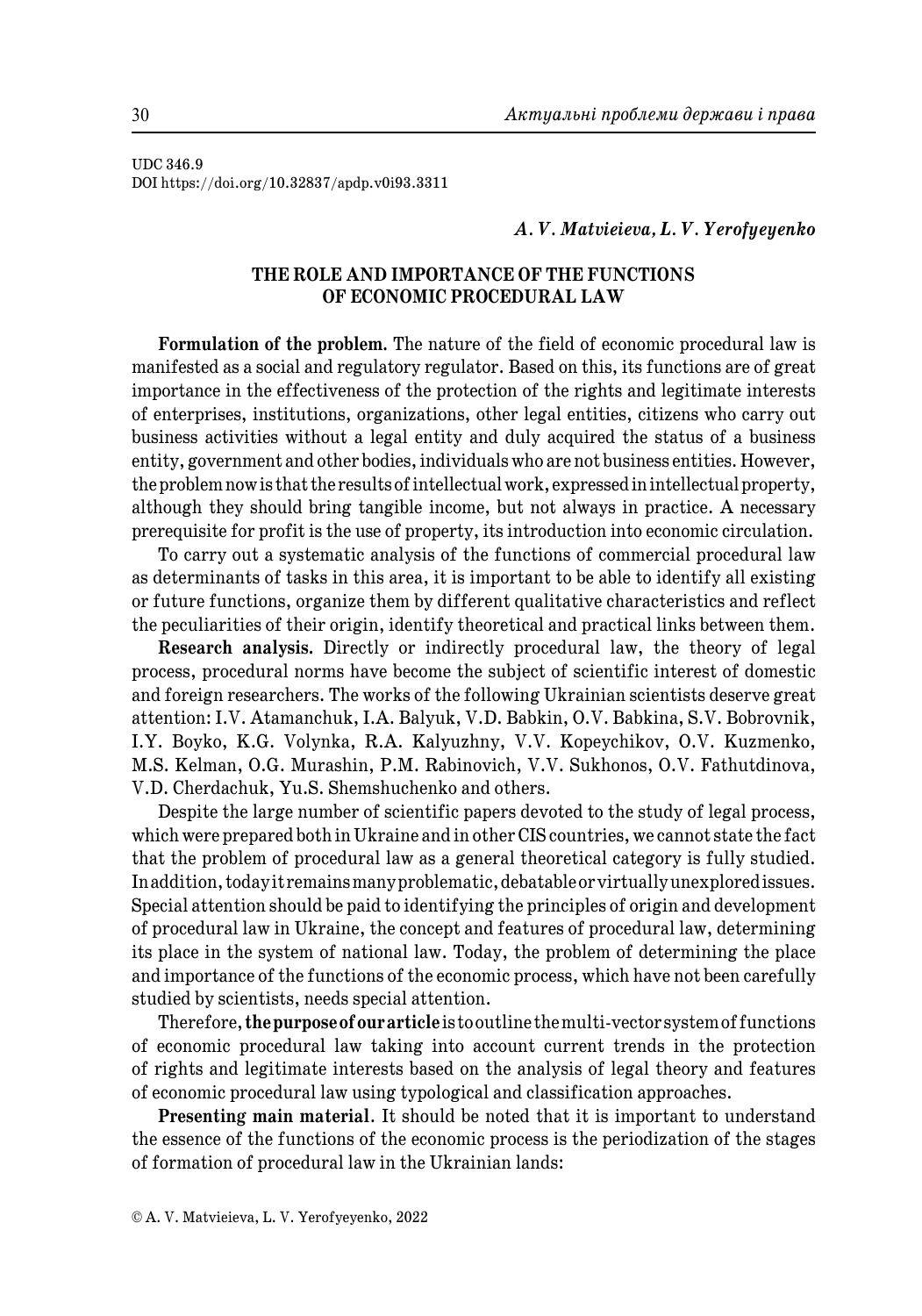UDC 346.9
DOI https://doi.org/10.32837/apdp.v0i93.3311

***A. V. Matvieieva, L. V. Yerofyeyenko***

# THE ROLE AND IMPORTANCE OF THE FUNCTIONS OF ECONOMIC PROCEDURAL LAW

**Formulation of the problem.** The nature of the field of economic procedural law is manifested as a social and regulatory regulator. Based on this, its functions are of great importance in the effectiveness of the protection of the rights and legitimate interests of enterprises, institutions, organizations, other legal entities, citizens who carry out business activities without a legal entity and duly acquired the status of a business entity, government and other bodies, individuals who are not business entities. However, the problem now is that the results of intellectual work, expressed in intellectual property, although they should bring tangible income, but not always in practice. A necessary prerequisite for profit is the use of property, its introduction into economic circulation.

To carry out a systematic analysis of the functions of commercial procedural law as determinants of tasks in this area, it is important to be able to identify all existing or future functions, organize them by different qualitative characteristics and reflect the peculiarities of their origin, identify theoretical and practical links between them.

**Research analysis.** Directly or indirectly procedural law, the theory of legal process, procedural norms have become the subject of scientific interest of domestic and foreign researchers. The works of the following Ukrainian scientists deserve great attention: I.V. Atamanchuk, I.A. Balyuk, V.D. Babkin, O.V. Babkina, S.V. Bobrovnik, I.Y. Boyko, K.G. Volynka, R.A. Kalyuzhny, V.V. Kopeychikov, O.V. Kuzmenko, M.S. Kelman, O.G. Murashin, P.M. Rabinovich, V.V. Sukhonos, O.V. Fathutdinova, V.D. Cherdachuk, Yu.S. Shemshuchenko and others.

Despite the large number of scientific papers devoted to the study of legal process, which were prepared both in Ukraine and in other CIS countries, we cannot state the fact that the problem of procedural law as a general theoretical category is fully studied. In addition, today it remains many problematic, debatable or virtually unexplored issues. Special attention should be paid to identifying the principles of origin and development of procedural law in Ukraine, the concept and features of procedural law, determining its place in the system of national law. Today, the problem of determining the place and importance of the functions of the economic process, which have not been carefully studied by scientists, needs special attention.

Therefore, **the purpose of our article** is to outline the multi-vector system of functions of economic procedural law taking into account current trends in the protection of rights and legitimate interests based on the analysis of legal theory and features of economic procedural law using typological and classification approaches.

**Presenting main material**. It should be noted that it is important to understand the essence of the functions of the economic process is the periodization of the stages of formation of procedural law in the Ukrainian lands:

© A. V. Matvieieva, L. V. Yerofyeyenko, 2022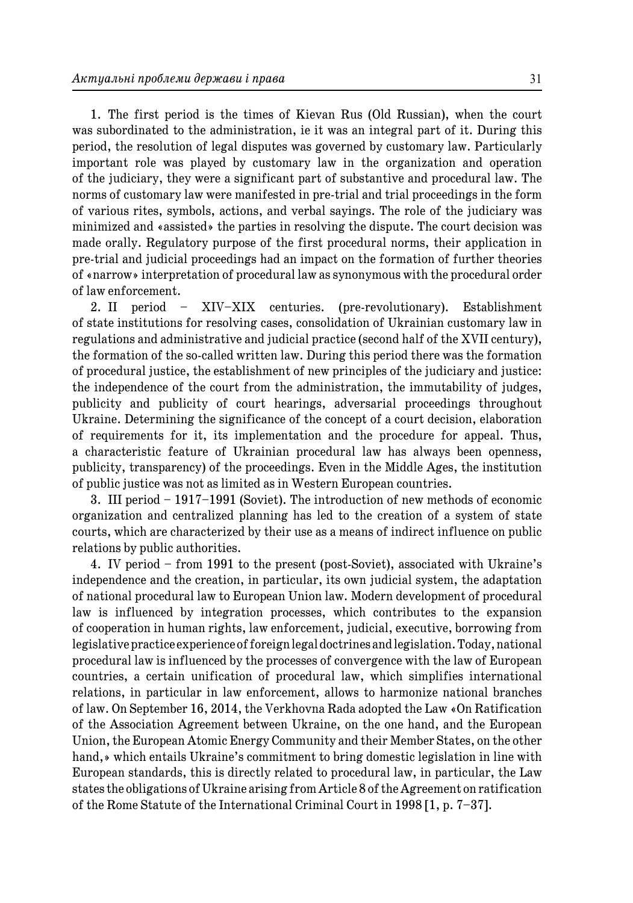1. The first period is the times of Kievan Rus (Old Russian), when the court was subordinated to the administration, ie it was an integral part of it. During this period, the resolution of legal disputes was governed by customary law. Particularly important role was played by customary law in the organization and operation of the judiciary, they were a significant part of substantive and procedural law. The norms of customary law were manifested in pre-trial and trial proceedings in the form of various rites, symbols, actions, and verbal sayings. The role of the judiciary was minimized and «assisted» the parties in resolving the dispute. The court decision was made orally. Regulatory purpose of the first procedural norms, their application in pre-trial and judicial proceedings had an impact on the formation of further theories of «narrow» interpretation of procedural law as synonymous with the procedural order of law enforcement.

2. II period – XIV–XIX centuries. (pre-revolutionary). Establishment of state institutions for resolving cases, consolidation of Ukrainian customary law in regulations and administrative and judicial practice (second half of the XVII century), the formation of the so-called written law. During this period there was the formation of procedural justice, the establishment of new principles of the judiciary and justice: the independence of the court from the administration, the immutability of judges, publicity and publicity of court hearings, adversarial proceedings throughout Ukraine. Determining the significance of the concept of a court decision, elaboration of requirements for it, its implementation and the procedure for appeal. Thus, a characteristic feature of Ukrainian procedural law has always been openness, publicity, transparency) of the proceedings. Even in the Middle Ages, the institution of public justice was not as limited as in Western European countries.

3. III period – 1917–1991 (Soviet). The introduction of new methods of economic organization and centralized planning has led to the creation of a system of state courts, which are characterized by their use as a means of indirect influence on public relations by public authorities.

4. IV period – from 1991 to the present (post-Soviet), associated with Ukraine's independence and the creation, in particular, its own judicial system, the adaptation of national procedural law to European Union law. Modern development of procedural law is influenced by integration processes, which contributes to the expansion of cooperation in human rights, law enforcement, judicial, executive, borrowing from legislative practice experience of foreign legal doctrines and legislation. Today, national procedural law is influenced by the processes of convergence with the law of European countries, a certain unification of procedural law, which simplifies international relations, in particular in law enforcement, allows to harmonize national branches of law. On September 16, 2014, the Verkhovna Rada adopted the Law «On Ratification of the Association Agreement between Ukraine, on the one hand, and the European Union, the European Atomic Energy Community and their Member States, on the other hand,» which entails Ukraine's commitment to bring domestic legislation in line with European standards, this is directly related to procedural law, in particular, the Law states the obligations of Ukraine arising from Article 8 of the Agreement on ratification of the Rome Statute of the International Criminal Court in 1998 [1, p. 7–37].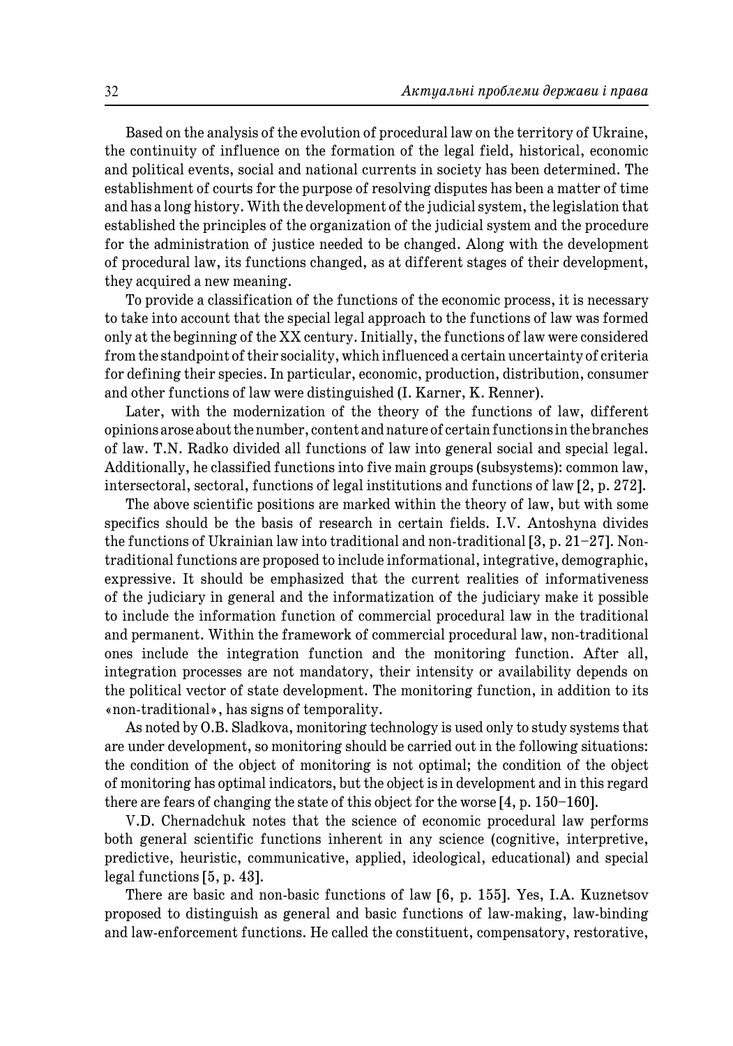Based on the analysis of the evolution of procedural law on the territory of Ukraine, the continuity of influence on the formation of the legal field, historical, economic and political events, social and national currents in society has been determined. The establishment of courts for the purpose of resolving disputes has been a matter of time and has a long history. With the development of the judicial system, the legislation that established the principles of the organization of the judicial system and the procedure for the administration of justice needed to be changed. Along with the development of procedural law, its functions changed, as at different stages of their development, they acquired a new meaning.

To provide a classification of the functions of the economic process, it is necessary to take into account that the special legal approach to the functions of law was formed only at the beginning of the XX century. Initially, the functions of law were considered from the standpoint of their sociality, which influenced a certain uncertainty of criteria for defining their species. In particular, economic, production, distribution, consumer and other functions of law were distinguished (I. Karner, K. Renner).

Later, with the modernization of the theory of the functions of law, different opinions arose about the number, content and nature of certain functions in the branches of law. T.N. Radko divided all functions of law into general social and special legal. Additionally, he classified functions into five main groups (subsystems): common law, intersectoral, sectoral, functions of legal institutions and functions of law [2, p. 272].

The above scientific positions are marked within the theory of law, but with some specifics should be the basis of research in certain fields. I.V. Antoshyna divides the functions of Ukrainian law into traditional and non-traditional [3, p. 21–27]. Non-traditional functions are proposed to include informational, integrative, demographic, expressive. It should be emphasized that the current realities of informativeness of the judiciary in general and the informatization of the judiciary make it possible to include the information function of commercial procedural law in the traditional and permanent. Within the framework of commercial procedural law, non-traditional ones include the integration function and the monitoring function. After all, integration processes are not mandatory, their intensity or availability depends on the political vector of state development. The monitoring function, in addition to its «non-traditional», has signs of temporality.

As noted by O.B. Sladkova, monitoring technology is used only to study systems that are under development, so monitoring should be carried out in the following situations: the condition of the object of monitoring is not optimal; the condition of the object of monitoring has optimal indicators, but the object is in development and in this regard there are fears of changing the state of this object for the worse [4, p. 150–160].

V.D. Chernadchuk notes that the science of economic procedural law performs both general scientific functions inherent in any science (cognitive, interpretive, predictive, heuristic, communicative, applied, ideological, educational) and special legal functions [5, p. 43].

There are basic and non-basic functions of law [6, p. 155]. Yes, I.A. Kuznetsov proposed to distinguish as general and basic functions of law-making, law-binding and law-enforcement functions. He called the constituent, compensatory, restorative,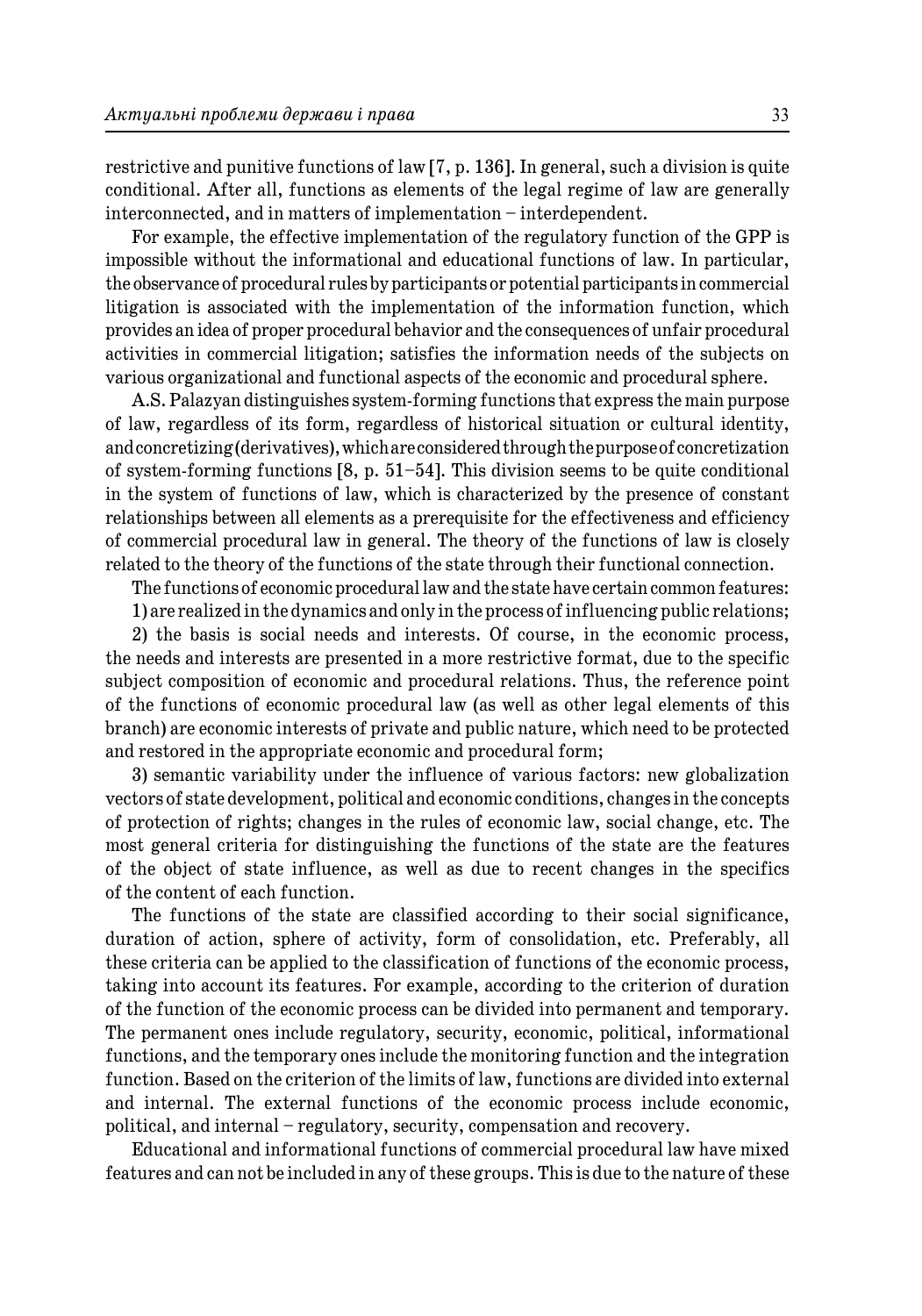restrictive and punitive functions of law [7, p. 136]. In general, such a division is quite conditional. After all, functions as elements of the legal regime of law are generally interconnected, and in matters of implementation – interdependent.

For example, the effective implementation of the regulatory function of the GPP is impossible without the informational and educational functions of law. In particular, the observance of procedural rules by participants or potential participants in commercial litigation is associated with the implementation of the information function, which provides an idea of proper procedural behavior and the consequences of unfair procedural activities in commercial litigation; satisfies the information needs of the subjects on various organizational and functional aspects of the economic and procedural sphere.

A.S. Palazyan distinguishes system-forming functions that express the main purpose of law, regardless of its form, regardless of historical situation or cultural identity, and concretizing (derivatives), which are considered through the purpose of concretization of system-forming functions [8, p. 51–54]. This division seems to be quite conditional in the system of functions of law, which is characterized by the presence of constant relationships between all elements as a prerequisite for the effectiveness and efficiency of commercial procedural law in general. The theory of the functions of law is closely related to the theory of the functions of the state through their functional connection.

The functions of economic procedural law and the state have certain common features:

1) are realized in the dynamics and only in the process of influencing public relations;

2) the basis is social needs and interests. Of course, in the economic process, the needs and interests are presented in a more restrictive format, due to the specific subject composition of economic and procedural relations. Thus, the reference point of the functions of economic procedural law (as well as other legal elements of this branch) are economic interests of private and public nature, which need to be protected and restored in the appropriate economic and procedural form;

3) semantic variability under the influence of various factors: new globalization vectors of state development, political and economic conditions, changes in the concepts of protection of rights; changes in the rules of economic law, social change, etc. The most general criteria for distinguishing the functions of the state are the features of the object of state influence, as well as due to recent changes in the specifics of the content of each function.

The functions of the state are classified according to their social significance, duration of action, sphere of activity, form of consolidation, etc. Preferably, all these criteria can be applied to the classification of functions of the economic process, taking into account its features. For example, according to the criterion of duration of the function of the economic process can be divided into permanent and temporary. The permanent ones include regulatory, security, economic, political, informational functions, and the temporary ones include the monitoring function and the integration function. Based on the criterion of the limits of law, functions are divided into external and internal. The external functions of the economic process include economic, political, and internal – regulatory, security, compensation and recovery.

Educational and informational functions of commercial procedural law have mixed features and can not be included in any of these groups. This is due to the nature of these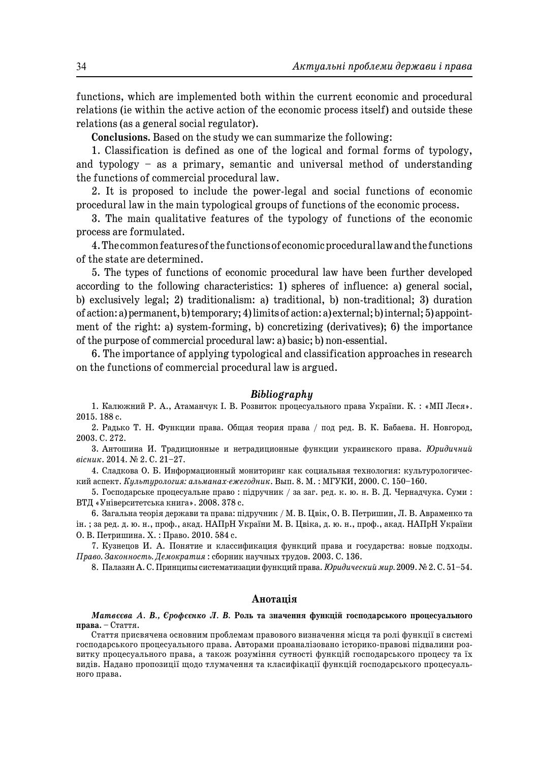functions, which are implemented both within the current economic and procedural relations (ie within the active action of the economic process itself) and outside these relations (as a general social regulator).

**Conclusions.** Based on the study we can summarize the following:

1. Classification is defined as one of the logical and formal forms of typology, and typology – as a primary, semantic and universal method of understanding the functions of commercial procedural law.

2. It is proposed to include the power-legal and social functions of economic procedural law in the main typological groups of functions of the economic process.

3. The main qualitative features of the typology of functions of the economic process are formulated.

4. The common features of the functions of economic procedural law and the functions of the state are determined.

5. The types of functions of economic procedural law have been further developed according to the following characteristics: 1) spheres of influence: a) general social, b) exclusively legal; 2) traditionalism: a) traditional, b) non-traditional; 3) duration of action: a) permanent, b) temporary; 4) limits of action: a) external; b) internal; 5) appointment of the right: a) system-forming, b) concretizing (derivatives); 6) the importance of the purpose of commercial procedural law: a) basic; b) non-essential.

6. The importance of applying typological and classification approaches in research on the functions of commercial procedural law is argued.

## *Bibliography*

1. Калюжний Р. А., Атаманчук І. В. Розвиток процесуального права України. К. : «МП Леся». 2015. 188 с.

2. Радько Т. Н. Функции права. Общая теория права / под ред. В. К. Бабаева. Н. Новгород, 2003. С. 272.

3. Антошина И. Традиционные и нетрадиционные функции украинского права. *Юридичний вісник*. 2014. № 2. С. 21–27.

4. Сладкова О. Б. Информационный мониторинг как социальная технология: культурологический аспект. *Культурология: альманах-ежегодник*. Вып. 8. М. : МГУКИ, 2000. С. 150–160.

5. Господарське процесуальне право : підручник / за заг. ред. к. ю. н. В. Д. Чернадчука. Суми : ВТД «Університетська книга». 2008. 378 с.

6. Загальна теорія держави та права: підручник / М. В. Цвік, О. В. Петришин, Л. В. Авраменко та ін. ; за ред. д. ю. н., проф., акад. НАПрН України М. В. Цвіка, д. ю. н., проф., акад. НАПрН України О. В. Петришина. Х. : Право. 2010. 584 с.

7. Кузнецов И. А. Понятие и классификация функций права и государства: новые подходы. *Право. Законность. Демократия* : сборник научных трудов. 2003. С. 136.

8. Палазян А. С. Принципы систематизации функций права. *Юридический мир*. 2009. № 2. С. 51–54.

## Анотація

***Матвєєва А. В., Єрофєєнко Л. В.* Роль та значення функцій господарського процесуального права.** – Стаття.

Стаття присвячена основним проблемам правового визначення місця та ролі функції в системі господарського процесуального права. Авторами проаналізовано історико-правові підвалини розвитку процесуального права, а також розуміння сутності функцій господарського процесу та їх видів. Надано пропозиції щодо тлумачення та класифікації функцій господарського процесуального права.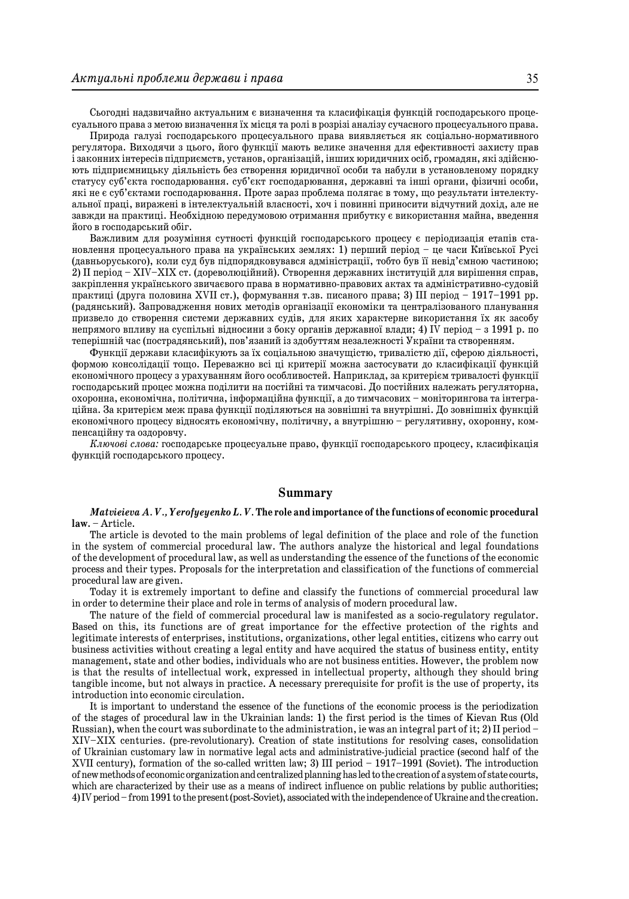Сьогодні надзвичайно актуальним є визначення та класифікація функцій господарського процесуального права з метою визначення їх місця та ролі в розрізі аналізу сучасного процесуального права.

Природа галузі господарського процесуального права виявляється як соціально-нормативного регулятора. Виходячи з цього, його функції мають велике значення для ефективності захисту прав і законних інтересів підприємств, установ, організацій, інших юридичних осіб, громадян, які здійснюють підприємницьку діяльність без створення юридичної особи та набули в установленому порядку статусу суб'єкта господарювання. суб'єкт господарювання, державні та інші органи, фізичні особи, які не є суб'єктами господарювання. Проте зараз проблема полягає в тому, що результати інтелектуальної праці, виражені в інтелектуальній власності, хоч і повинні приносити відчутний дохід, але не завжди на практиці. Необхідною передумовою отримання прибутку є використання майна, введення його в господарський обіг.

Важливим для розуміння сутності функцій господарського процесу є періодизація етапів становлення процесуального права на українських землях: 1) перший період – це часи Київської Русі (давньоруського), коли суд був підпорядковувався адміністрації, тобто був її невід'ємною частиною; 2) II період – XIV–XIX ст. (дореволюційний). Створення державних інституцій для вирішення справ, закріплення українського звичаєвого права в нормативно-правових актах та адміністративно-судовій практиці (друга половина XVII ст.), формування т.зв. писаного права; 3) III період – 1917–1991 рр. (радянський). Запровадження нових методів організації економіки та централізованого планування призвело до створення системи державних судів, для яких характерне використання їх як засобу непрямого впливу на суспільні відносини з боку органів державної влади; 4) IV період – з 1991 р. по теперішній час (пострадянський), пов'язаний із здобуттям незалежності України та створенням.

Функції держави класифікують за їх соціальною значущістю, тривалістю дії, сферою діяльності, формою консолідації тощо. Переважно всі ці критерії можна застосувати до класифікації функцій економічного процесу з урахуванням його особливостей. Наприклад, за критерієм тривалості функції господарський процес можна поділити на постійні та тимчасові. До постійних належать регуляторна, охоронна, економічна, політична, інформаційна функції, а до тимчасових – моніторингова та інтеграційна. За критерієм меж права функції поділяються на зовнішні та внутрішні. До зовнішніх функцій економічного процесу відносять економічну, політичну, а внутрішню – регулятивну, охоронну, компенсаційну та оздоровчу.

*Ключові слова:* господарське процесуальне право, функції господарського процесу, класифікація функцій господарського процесу.

## Summary

***Matvieieva A. V., Yerofyeyenko L. V.* The role and importance of the functions of economic procedural law.** – Article.

The article is devoted to the main problems of legal definition of the place and role of the function in the system of commercial procedural law. The authors analyze the historical and legal foundations of the development of procedural law, as well as understanding the essence of the functions of the economic process and their types. Proposals for the interpretation and classification of the functions of commercial procedural law are given.

Today it is extremely important to define and classify the functions of commercial procedural law in order to determine their place and role in terms of analysis of modern procedural law.

The nature of the field of commercial procedural law is manifested as a socio-regulatory regulator. Based on this, its functions are of great importance for the effective protection of the rights and legitimate interests of enterprises, institutions, organizations, other legal entities, citizens who carry out business activities without creating a legal entity and have acquired the status of business entity, entity management, state and other bodies, individuals who are not business entities. However, the problem now is that the results of intellectual work, expressed in intellectual property, although they should bring tangible income, but not always in practice. A necessary prerequisite for profit is the use of property, its introduction into economic circulation.

It is important to understand the essence of the functions of the economic process is the periodization of the stages of procedural law in the Ukrainian lands: 1) the first period is the times of Kievan Rus (Old Russian), when the court was subordinate to the administration, ie was an integral part of it; 2) II period – XIV–XIX centuries. (pre-revolutionary). Creation of state institutions for resolving cases, consolidation of Ukrainian customary law in normative legal acts and administrative-judicial practice (second half of the XVII century), formation of the so-called written law; 3) III period – 1917–1991 (Soviet). The introduction of new methods of economic organization and centralized planning has led to the creation of a system of state courts, which are characterized by their use as a means of indirect influence on public relations by public authorities; 4) IV period – from 1991 to the present (post-Soviet), associated with the independence of Ukraine and the creation.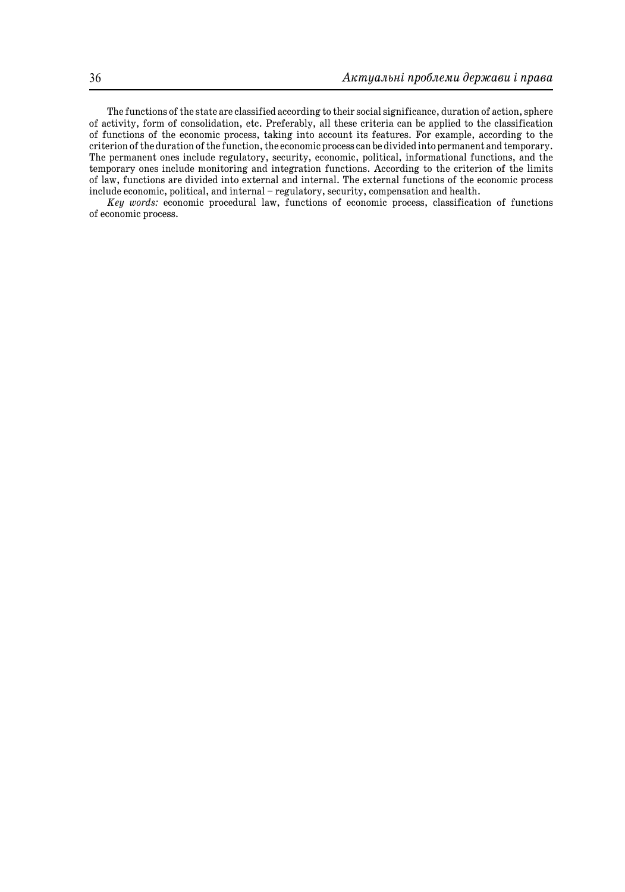The functions of the state are classified according to their social significance, duration of action, sphere of activity, form of consolidation, etc. Preferably, all these criteria can be applied to the classification of functions of the economic process, taking into account its features. For example, according to the criterion of the duration of the function, the economic process can be divided into permanent and temporary. The permanent ones include regulatory, security, economic, political, informational functions, and the temporary ones include monitoring and integration functions. According to the criterion of the limits of law, functions are divided into external and internal. The external functions of the economic process include economic, political, and internal – regulatory, security, compensation and health.

*Key words:* economic procedural law, functions of economic process, classification of functions of economic process.